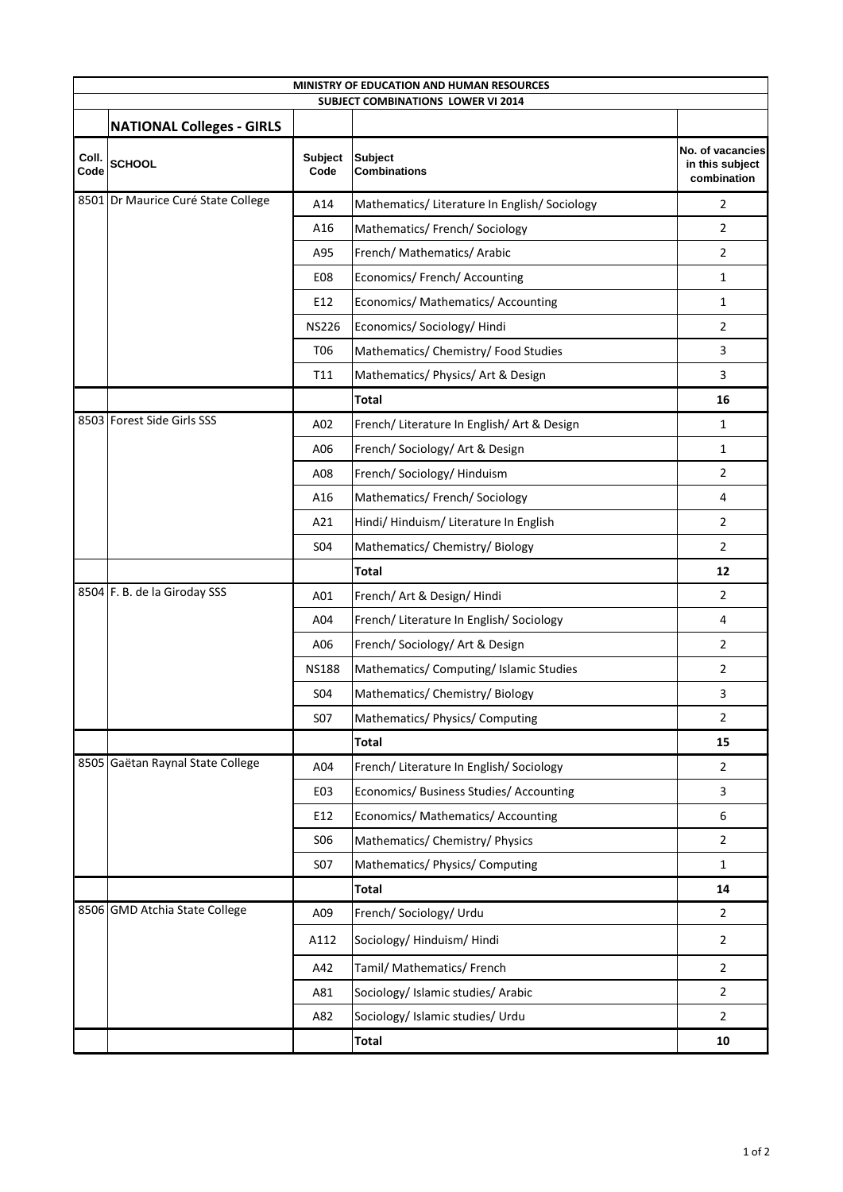| MINISTRY OF EDUCATION AND HUMAN RESOURCES | | | | |
|---|---|---|---|---|
| SUBJECT COMBINATIONS LOWER VI 2014 | | | | |
| | **NATIONAL Colleges - GIRLS** | | | |
| **Coll. Code** | **SCHOOL** | **Subject Code** | **Subject Combinations** | **No. of vacancies in this subject combination** |
| 8501 | Dr Maurice Curé State College | A14 | Mathematics/ Literature In English/ Sociology | 2 |
| | | A16 | Mathematics/ French/ Sociology | 2 |
| | | A95 | French/ Mathematics/ Arabic | 2 |
| | | E08 | Economics/ French/ Accounting | 1 |
| | | E12 | Economics/ Mathematics/ Accounting | 1 |
| | | NS226 | Economics/ Sociology/ Hindi | 2 |
| | | T06 | Mathematics/ Chemistry/ Food Studies | 3 |
| | | T11 | Mathematics/ Physics/ Art & Design | 3 |
| | | | **Total** | **16** |
| 8503 | Forest Side Girls SSS | A02 | French/ Literature In English/ Art & Design | 1 |
| | | A06 | French/ Sociology/ Art & Design | 1 |
| | | A08 | French/ Sociology/ Hinduism | 2 |
| | | A16 | Mathematics/ French/ Sociology | 4 |
| | | A21 | Hindi/ Hinduism/ Literature In English | 2 |
| | | S04 | Mathematics/ Chemistry/ Biology | 2 |
| | | | **Total** | **12** |
| 8504 | F. B. de la Giroday SSS | A01 | French/ Art & Design/ Hindi | 2 |
| | | A04 | French/ Literature In English/ Sociology | 4 |
| | | A06 | French/ Sociology/ Art & Design | 2 |
| | | NS188 | Mathematics/ Computing/ Islamic Studies | 2 |
| | | S04 | Mathematics/ Chemistry/ Biology | 3 |
| | | S07 | Mathematics/ Physics/ Computing | 2 |
| | | | **Total** | **15** |
| 8505 | Gaëtan Raynal State College | A04 | French/ Literature In English/ Sociology | 2 |
| | | E03 | Economics/ Business Studies/ Accounting | 3 |
| | | E12 | Economics/ Mathematics/ Accounting | 6 |
| | | S06 | Mathematics/ Chemistry/ Physics | 2 |
| | | S07 | Mathematics/ Physics/ Computing | 1 |
| | | | **Total** | **14** |
| 8506 | GMD Atchia State College | A09 | French/ Sociology/ Urdu | 2 |
| | | A112 | Sociology/ Hinduism/ Hindi | 2 |
| | | A42 | Tamil/ Mathematics/ French | 2 |
| | | A81 | Sociology/ Islamic studies/ Arabic | 2 |
| | | A82 | Sociology/ Islamic studies/ Urdu | 2 |
| | | | **Total** | **10** |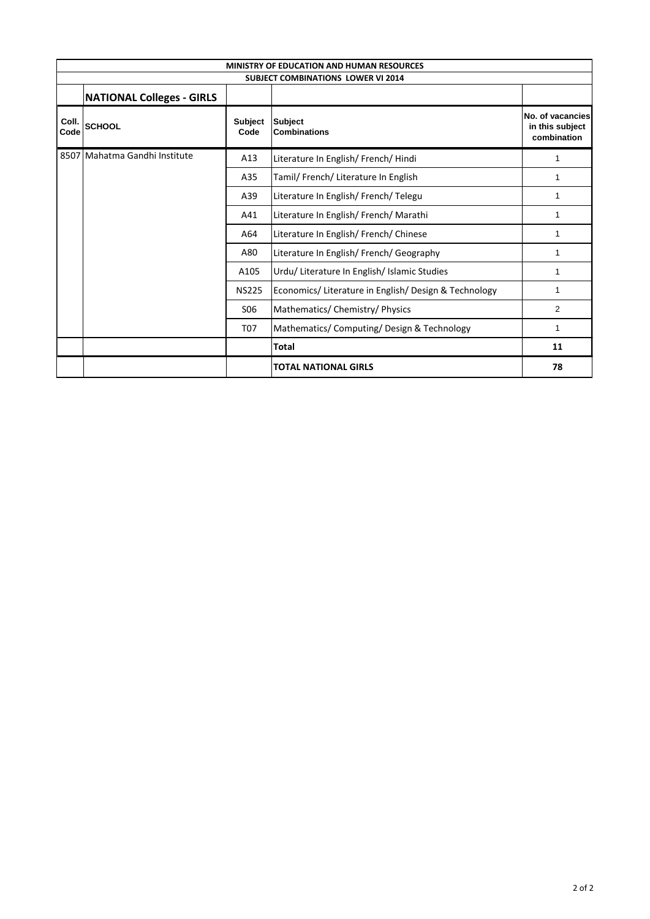| MINISTRY OF EDUCATION AND HUMAN RESOURCES | | | | |
|---|---|---|---|---|
| SUBJECT COMBINATIONS LOWER VI 2014 | | | | |
| | **NATIONAL Colleges - GIRLS** | | | |
| **Coll. Code** | **SCHOOL** | **Subject Code** | **Subject Combinations** | **No. of vacancies in this subject combination** |
| 8507 | Mahatma Gandhi Institute | A13 | Literature In English/ French/ Hindi | 1 |
| | | A35 | Tamil/ French/ Literature In English | 1 |
| | | A39 | Literature In English/ French/ Telegu | 1 |
| | | A41 | Literature In English/ French/ Marathi | 1 |
| | | A64 | Literature In English/ French/ Chinese | 1 |
| | | A80 | Literature In English/ French/ Geography | 1 |
| | | A105 | Urdu/ Literature In English/ Islamic Studies | 1 |
| | | NS225 | Economics/ Literature in English/ Design & Technology | 1 |
| | | S06 | Mathematics/ Chemistry/ Physics | 2 |
| | | T07 | Mathematics/ Computing/ Design & Technology | 1 |
| | | | **Total** | **11** |
| | | | **TOTAL NATIONAL GIRLS** | **78** |